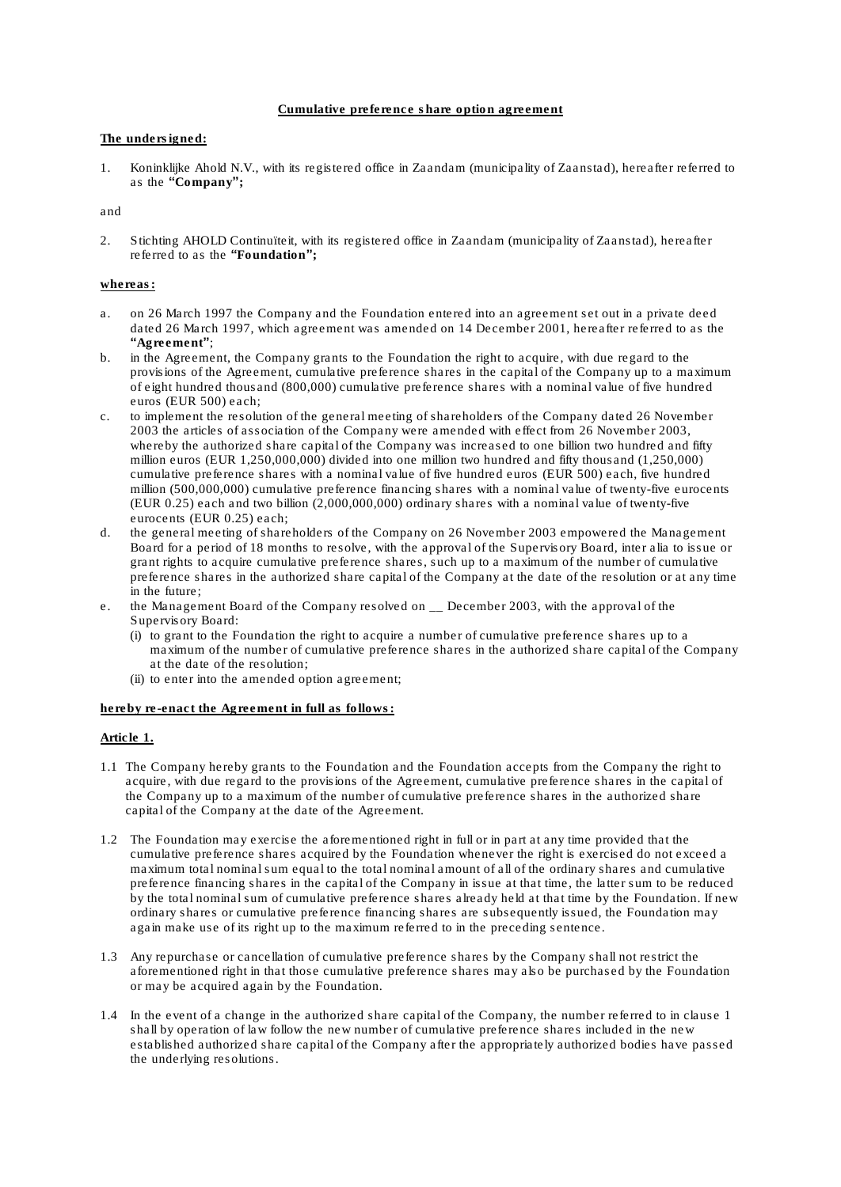**Cumulative preference share option agreement**

**The undersigned:**

1. Koninklijke Ahold N.V., with its registered office in Zaandam (municipality of Zaanstad), hereafter referred to as the **"Company";**

and

2. Stichting AHOLD Continuïteit, with its registered office in Zaandam (municipality of Zaanstad), hereafter referred to as the **"Foundation";**

**whereas:**

a. on 26 March 1997 the Company and the Foundation entered into an agreement set out in a private deed dated 26 March 1997, which agreement was amended on 14 December 2001, hereafter referred to as the **"Agreement"**;
b. in the Agreement, the Company grants to the Foundation the right to acquire, with due regard to the provisions of the Agreement, cumulative preference shares in the capital of the Company up to a maximum of eight hundred thousand (800,000) cumulative preference shares with a nominal value of five hundred euros (EUR 500) each;
c. to implement the resolution of the general meeting of shareholders of the Company dated 26 November 2003 the articles of association of the Company were amended with effect from 26 November 2003, whereby the authorized share capital of the Company was increased to one billion two hundred and fifty million euros (EUR 1,250,000,000) divided into one million two hundred and fifty thousand (1,250,000) cumulative preference shares with a nominal value of five hundred euros (EUR 500) each, five hundred million (500,000,000) cumulative preference financing shares with a nominal value of twenty-five eurocents (EUR 0.25) each and two billion (2,000,000,000) ordinary shares with a nominal value of twenty-five eurocents (EUR 0.25) each;
d. the general meeting of shareholders of the Company on 26 November 2003 empowered the Management Board for a period of 18 months to resolve, with the approval of the Supervisory Board, inter alia to issue or grant rights to acquire cumulative preference shares, such up to a maximum of the number of cumulative preference shares in the authorized share capital of the Company at the date of the resolution or at any time in the future;
e. the Management Board of the Company resolved on __ December 2003, with the approval of the Supervisory Board:
   (i) to grant to the Foundation the right to acquire a number of cumulative preference shares up to a maximum of the number of cumulative preference shares in the authorized share capital of the Company at the date of the resolution;
   (ii) to enter into the amended option agreement;

**hereby re-enact the Agreement in full as follows:**

**Article 1.**

1.1 The Company hereby grants to the Foundation and the Foundation accepts from the Company the right to acquire, with due regard to the provisions of the Agreement, cumulative preference shares in the capital of the Company up to a maximum of the number of cumulative preference shares in the authorized share capital of the Company at the date of the Agreement.

1.2 The Foundation may exercise the aforementioned right in full or in part at any time provided that the cumulative preference shares acquired by the Foundation whenever the right is exercised do not exceed a maximum total nominal sum equal to the total nominal amount of all of the ordinary shares and cumulative preference financing shares in the capital of the Company in issue at that time, the latter sum to be reduced by the total nominal sum of cumulative preference shares already held at that time by the Foundation. If new ordinary shares or cumulative preference financing shares are subsequently issued, the Foundation may again make use of its right up to the maximum referred to in the preceding sentence.

1.3 Any repurchase or cancellation of cumulative preference shares by the Company shall not restrict the aforementioned right in that those cumulative preference shares may also be purchased by the Foundation or may be acquired again by the Foundation.

1.4 In the event of a change in the authorized share capital of the Company, the number referred to in clause 1 shall by operation of law follow the new number of cumulative preference shares included in the new established authorized share capital of the Company after the appropriately authorized bodies have passed the underlying resolutions.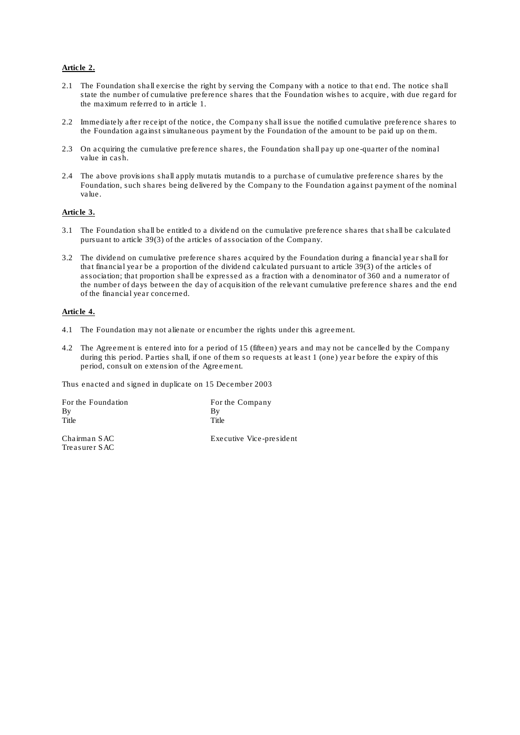**Article 2.**

2.1 The Foundation shall exercise the right by serving the Company with a notice to that end. The notice shall state the number of cumulative preference shares that the Foundation wishes to acquire, with due regard for the maximum referred to in article 1.

2.2 Immediately after receipt of the notice, the Company shall issue the notified cumulative preference shares to the Foundation against simultaneous payment by the Foundation of the amount to be paid up on them.

2.3 On acquiring the cumulative preference shares, the Foundation shall pay up one-quarter of the nominal value in cash.

2.4 The above provisions shall apply mutatis mutandis to a purchase of cumulative preference shares by the Foundation, such shares being delivered by the Company to the Foundation against payment of the nominal value.

**Article 3.**

3.1 The Foundation shall be entitled to a dividend on the cumulative preference shares that shall be calculated pursuant to article 39(3) of the articles of association of the Company.

3.2 The dividend on cumulative preference shares acquired by the Foundation during a financial year shall for that financial year be a proportion of the dividend calculated pursuant to article 39(3) of the articles of association; that proportion shall be expressed as a fraction with a denominator of 360 and a numerator of the number of days between the day of acquisition of the relevant cumulative preference shares and the end of the financial year concerned.

**Article 4.**

4.1 The Foundation may not alienate or encumber the rights under this agreement.

4.2 The Agreement is entered into for a period of 15 (fifteen) years and may not be cancelled by the Company during this period. Parties shall, if one of them so requests at least 1 (one) year before the expiry of this period, consult on extension of the Agreement.

Thus enacted and signed in duplicate on 15 December 2003

| | |
|---|---|
| For the Foundation | For the Company |
| By | By |
| Title | Title |
| Chairman SAC | Executive Vice-president |
| Treasurer SAC | |